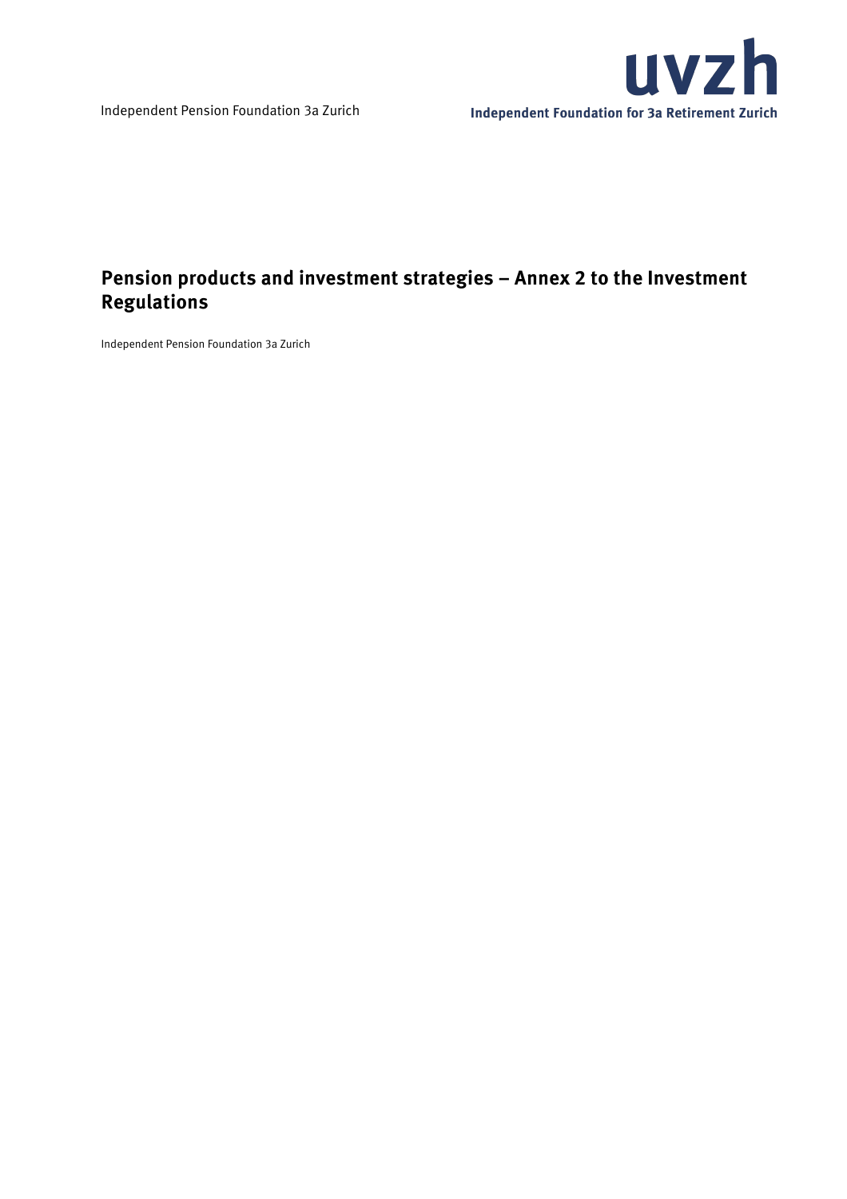# Pension products and investment strategies – Annex 2 to the Investment Regulations

Independent Pension Foundation 3a Zurich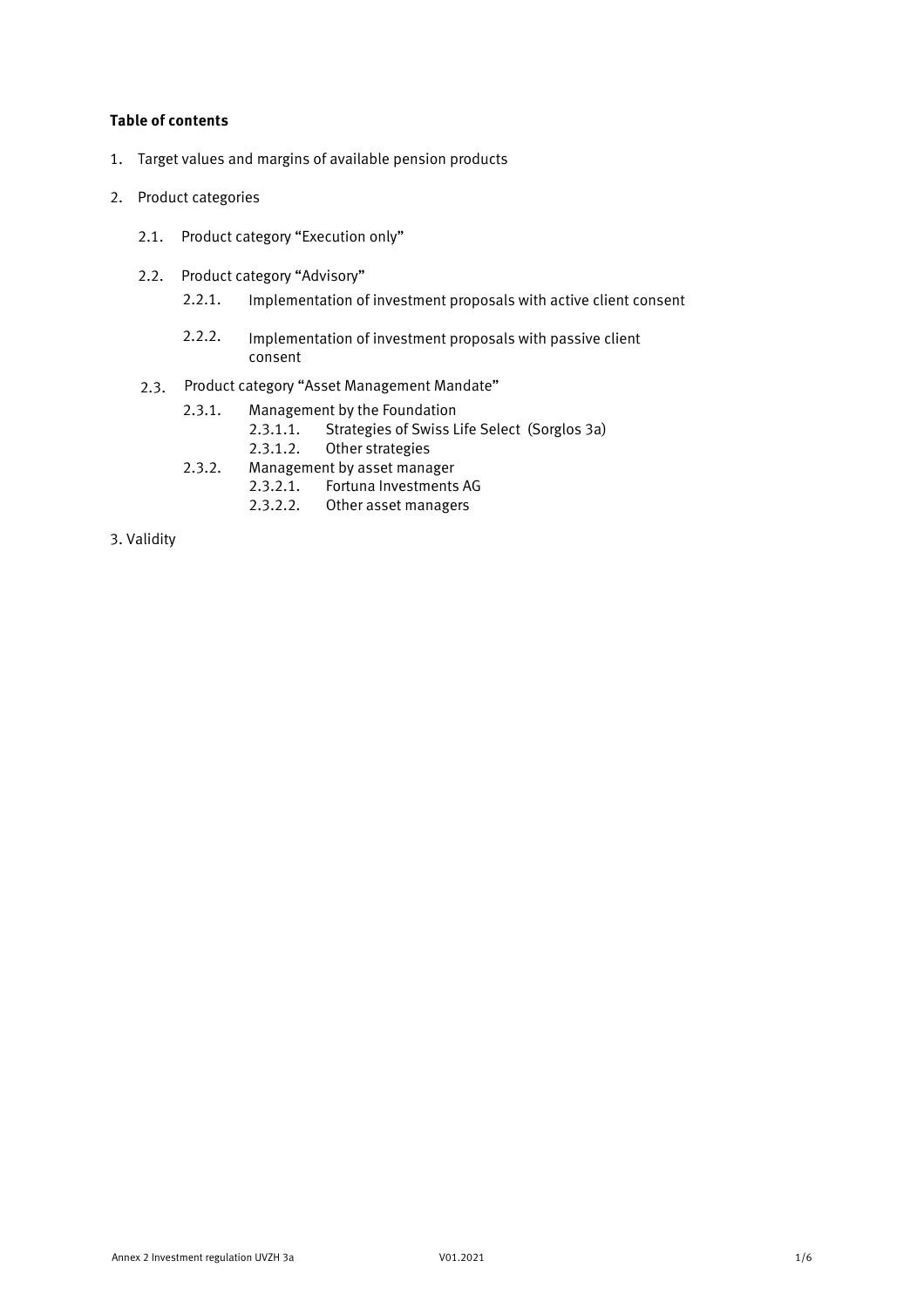**Table of contents**

1. Target values and margins of available pension products
2. Product categories
   - 2.1. Product category "Execution only"
   - 2.2. Product category "Advisory"
     - 2.2.1. Implementation of investment proposals with active client consent
     - 2.2.2. Implementation of investment proposals with passive client consent
   - 2.3. Product category "Asset Management Mandate"
     - 2.3.1. Management by the Foundation
       - 2.3.1.1. Strategies of Swiss Life Select (Sorglos 3a)
       - 2.3.1.2. Other strategies
     - 2.3.2. Management by asset manager
       - 2.3.2.1. Fortuna Investments AG
       - 2.3.2.2. Other asset managers
3. Validity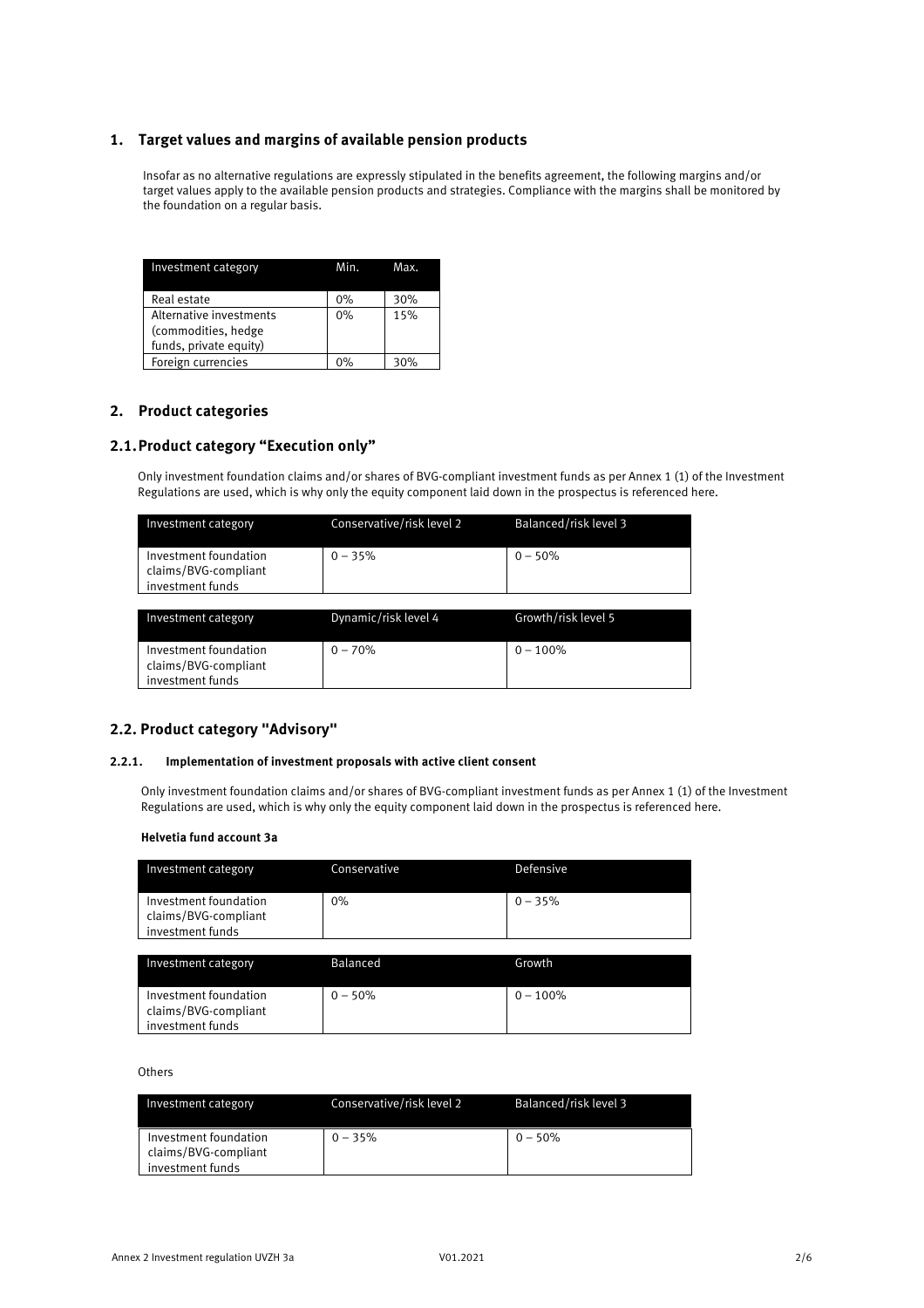## 1. Target values and margins of available pension products

Insofar as no alternative regulations are expressly stipulated in the benefits agreement, the following margins and/or target values apply to the available pension products and strategies. Compliance with the margins shall be monitored by the foundation on a regular basis.

| Investment category | Min. | Max. |
|---|---|---|
| Real estate | 0% | 30% |
| Alternative investments (commodities, hedge funds, private equity) | 0% | 15% |
| Foreign currencies | 0% | 30% |

## 2. Product categories

## 2.1. Product category "Execution only"

Only investment foundation claims and/or shares of BVG-compliant investment funds as per Annex 1 (1) of the Investment Regulations are used, which is why only the equity component laid down in the prospectus is referenced here.

| Investment category | Conservative/risk level 2 | Balanced/risk level 3 |
|---|---|---|
| Investment foundation claims/BVG-compliant investment funds | 0 – 35% | 0 – 50% |

| Investment category | Dynamic/risk level 4 | Growth/risk level 5 |
|---|---|---|
| Investment foundation claims/BVG-compliant investment funds | 0 – 70% | 0 – 100% |

## 2.2. Product category "Advisory"

### 2.2.1. Implementation of investment proposals with active client consent

Only investment foundation claims and/or shares of BVG-compliant investment funds as per Annex 1 (1) of the Investment Regulations are used, which is why only the equity component laid down in the prospectus is referenced here.

**Helvetia fund account 3a**

| Investment category | Conservative | Defensive |
|---|---|---|
| Investment foundation claims/BVG-compliant investment funds | 0% | 0 – 35% |

| Investment category | Balanced | Growth |
|---|---|---|
| Investment foundation claims/BVG-compliant investment funds | 0 – 50% | 0 – 100% |

Others

| Investment category | Conservative/risk level 2 | Balanced/risk level 3 |
|---|---|---|
| Investment foundation claims/BVG-compliant investment funds | 0 – 35% | 0 – 50% |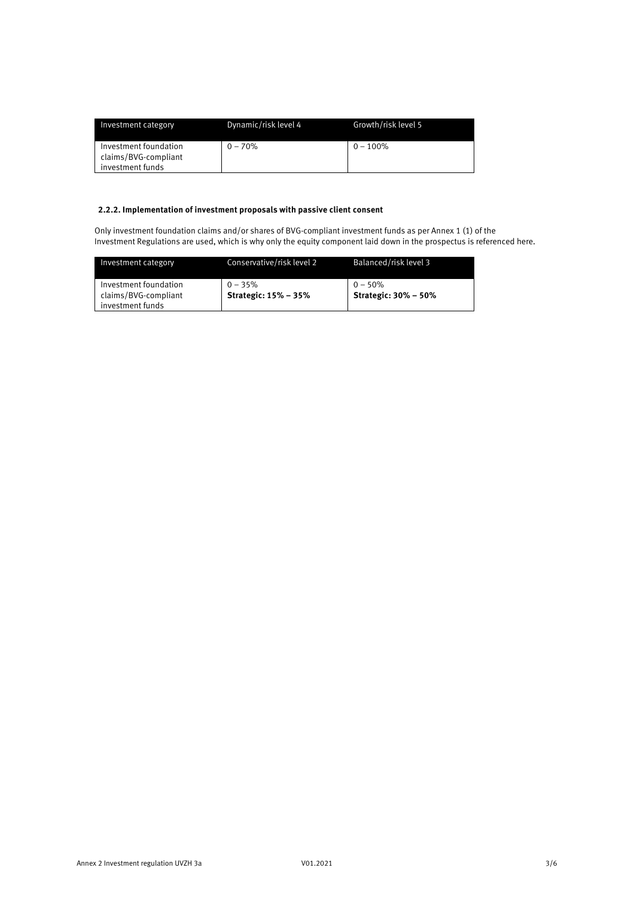| Investment category | Dynamic/risk level 4 | Growth/risk level 5 |
|---|---|---|
| Investment foundation claims/BVG-compliant investment funds | 0 – 70% | 0 – 100% |

### 2.2.2. Implementation of investment proposals with passive client consent

Only investment foundation claims and/or shares of BVG-compliant investment funds as per Annex 1 (1) of the Investment Regulations are used, which is why only the equity component laid down in the prospectus is referenced here.

| Investment category | Conservative/risk level 2 | Balanced/risk level 3 |
|---|---|---|
| Investment foundation claims/BVG-compliant investment funds | 0 – 35%<br>**Strategic: 15% – 35%** | 0 – 50%<br>**Strategic: 30% – 50%** |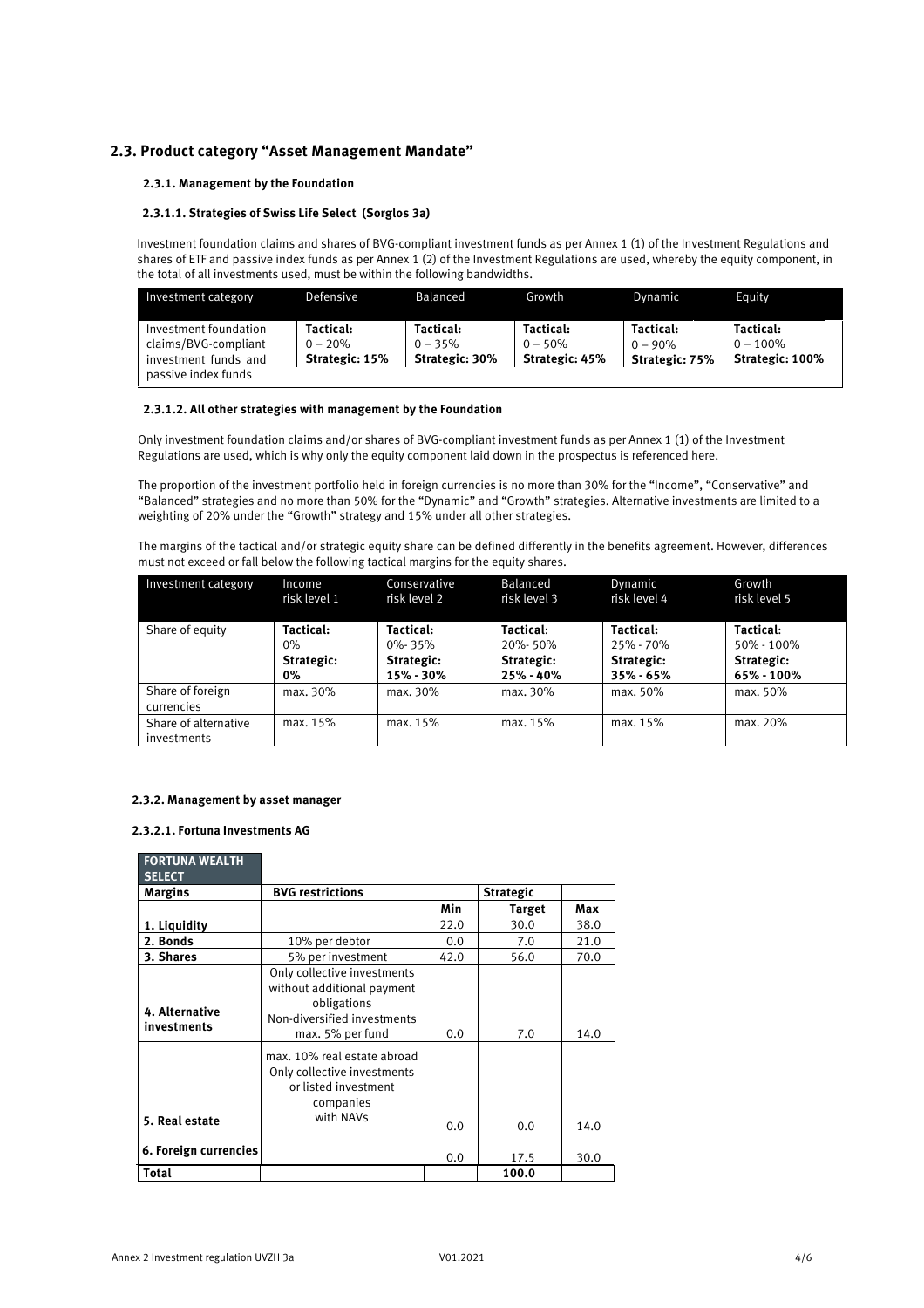## 2.3. Product category "Asset Management Mandate"

### 2.3.1. Management by the Foundation

#### 2.3.1.1. Strategies of Swiss Life Select (Sorglos 3a)

Investment foundation claims and shares of BVG-compliant investment funds as per Annex 1 (1) of the Investment Regulations and shares of ETF and passive index funds as per Annex 1 (2) of the Investment Regulations are used, whereby the equity component, in the total of all investments used, must be within the following bandwidths.

| Investment category | Defensive | Balanced | Growth | Dynamic | Equity |
|---|---|---|---|---|---|
| Investment foundation claims/BVG-compliant investment funds and passive index funds | **Tactical:** 0 – 20% **Strategic: 15%** | **Tactical:** 0 – 35% **Strategic: 30%** | **Tactical:** 0 – 50% **Strategic: 45%** | **Tactical:** 0 – 90% **Strategic: 75%** | **Tactical:** 0 – 100% **Strategic: 100%** |

#### 2.3.1.2. All other strategies with management by the Foundation

Only investment foundation claims and/or shares of BVG-compliant investment funds as per Annex 1 (1) of the Investment Regulations are used, which is why only the equity component laid down in the prospectus is referenced here.

The proportion of the investment portfolio held in foreign currencies is no more than 30% for the "Income", "Conservative" and "Balanced" strategies and no more than 50% for the "Dynamic" and "Growth" strategies. Alternative investments are limited to a weighting of 20% under the "Growth" strategy and 15% under all other strategies.

The margins of the tactical and/or strategic equity share can be defined differently in the benefits agreement. However, differences must not exceed or fall below the following tactical margins for the equity shares.

| Investment category | Income risk level 1 | Conservative risk level 2 | Balanced risk level 3 | Dynamic risk level 4 | Growth risk level 5 |
|---|---|---|---|---|---|
| Share of equity | **Tactical:** 0% **Strategic:** **0%** | **Tactical:** 0%- 35% **Strategic:** **15% - 30%** | **Tactical**: 20%- 50% **Strategic:** **25% - 40%** | **Tactical:** 25% - 70% **Strategic:** **35% - 65%** | **Tactical**: 50% - 100% **Strategic:** **65% - 100%** |
| Share of foreign currencies | max. 30% | max. 30% | max. 30% | max. 50% | max. 50% |
| Share of alternative investments | max. 15% | max. 15% | max. 15% | max. 15% | max. 20% |

### 2.3.2. Management by asset manager

#### 2.3.2.1. Fortuna Investments AG

| **FORTUNA WEALTH SELECT** | | | | |
|---|---|---|---|---|
| **Margins** | **BVG restrictions** | | **Strategic** | |
| | | **Min** | **Target** | **Max** |
| **1. Liquidity** | | 22.0 | 30.0 | 38.0 |
| **2. Bonds** | 10% per debtor | 0.0 | 7.0 | 21.0 |
| **3. Shares** | 5% per investment | 42.0 | 56.0 | 70.0 |
| **4. Alternative investments** | Only collective investments without additional payment obligations Non-diversified investments max. 5% per fund | 0.0 | 7.0 | 14.0 |
| **5. Real estate** | max. 10% real estate abroad Only collective investments or listed investment companies with NAVs | 0.0 | 0.0 | 14.0 |
| **6. Foreign currencies** | | 0.0 | 17.5 | 30.0 |
| **Total** | | | **100.0** | |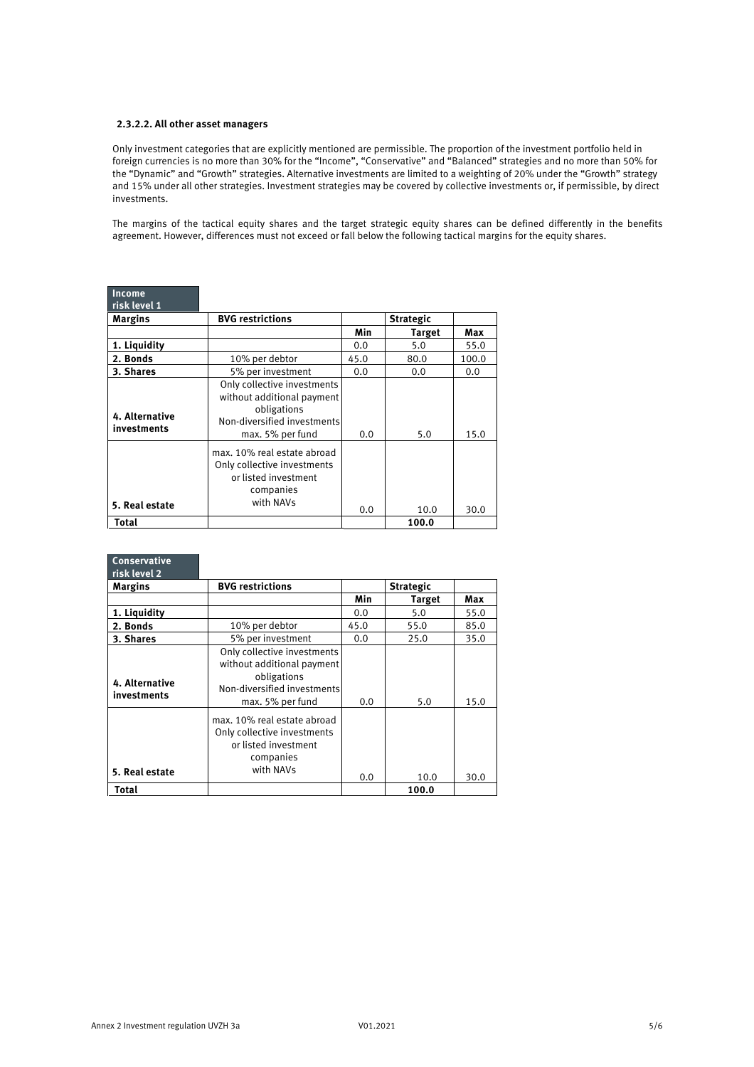#### 2.3.2.2. All other asset managers

Only investment categories that are explicitly mentioned are permissible. The proportion of the investment portfolio held in foreign currencies is no more than 30% for the "Income", "Conservative" and "Balanced" strategies and no more than 50% for the "Dynamic" and "Growth" strategies. Alternative investments are limited to a weighting of 20% under the "Growth" strategy and 15% under all other strategies. Investment strategies may be covered by collective investments or, if permissible, by direct investments.

The margins of the tactical equity shares and the target strategic equity shares can be defined differently in the benefits agreement. However, differences must not exceed or fall below the following tactical margins for the equity shares.

**Income risk level 1**

| Margins | BVG restrictions | Min | Strategic Target | Max |
|---|---|---|---|---|
| 1. Liquidity | | 0.0 | 5.0 | 55.0 |
| 2. Bonds | 10% per debtor | 45.0 | 80.0 | 100.0 |
| 3. Shares | 5% per investment | 0.0 | 0.0 | 0.0 |
| 4. Alternative investments | Only collective investments without additional payment obligations Non-diversified investments max. 5% per fund | 0.0 | 5.0 | 15.0 |
| 5. Real estate | max. 10% real estate abroad Only collective investments or listed investment companies with NAVs | 0.0 | 10.0 | 30.0 |
| Total | | | 100.0 | |

**Conservative risk level 2**

| Margins | BVG restrictions | Min | Strategic Target | Max |
|---|---|---|---|---|
| 1. Liquidity | | 0.0 | 5.0 | 55.0 |
| 2. Bonds | 10% per debtor | 45.0 | 55.0 | 85.0 |
| 3. Shares | 5% per investment | 0.0 | 25.0 | 35.0 |
| 4. Alternative investments | Only collective investments without additional payment obligations Non-diversified investments max. 5% per fund | 0.0 | 5.0 | 15.0 |
| 5. Real estate | max. 10% real estate abroad Only collective investments or listed investment companies with NAVs | 0.0 | 10.0 | 30.0 |
| Total | | | 100.0 | |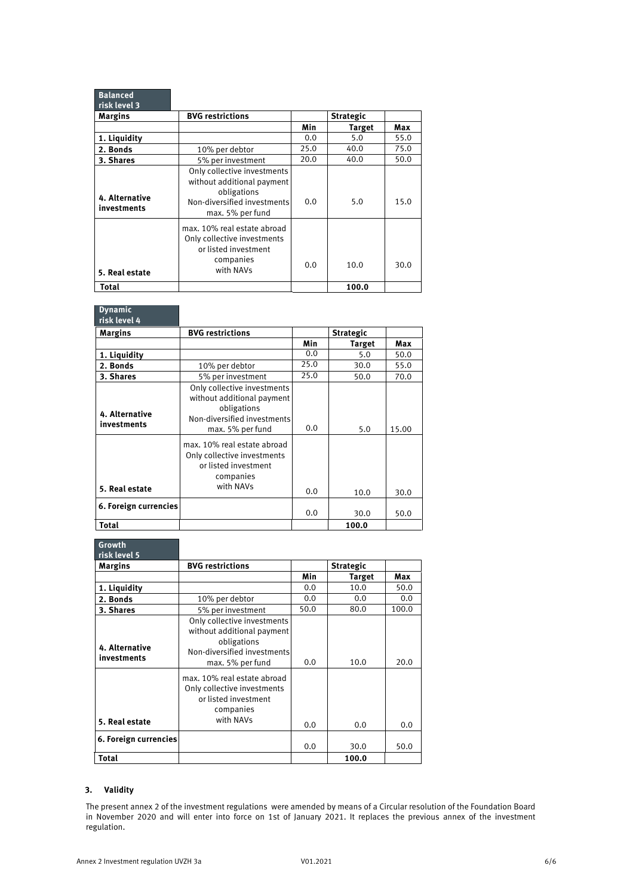**Balanced risk level 3**

| Margins | BVG restrictions | Min | Strategic Target | Max |
|---|---|---|---|---|
| 1. Liquidity | | 0.0 | 5.0 | 55.0 |
| 2. Bonds | 10% per debtor | 25.0 | 40.0 | 75.0 |
| 3. Shares | 5% per investment | 20.0 | 40.0 | 50.0 |
| 4. Alternative investments | Only collective investments without additional payment obligations Non-diversified investments max. 5% per fund | 0.0 | 5.0 | 15.0 |
| 5. Real estate | max. 10% real estate abroad Only collective investments or listed investment companies with NAVs | 0.0 | 10.0 | 30.0 |
| Total | | | 100.0 | |

**Dynamic risk level 4**

| Margins | BVG restrictions | Min | Strategic Target | Max |
|---|---|---|---|---|
| 1. Liquidity | | 0.0 | 5.0 | 50.0 |
| 2. Bonds | 10% per debtor | 25.0 | 30.0 | 55.0 |
| 3. Shares | 5% per investment | 25.0 | 50.0 | 70.0 |
| 4. Alternative investments | Only collective investments without additional payment obligations Non-diversified investments max. 5% per fund | 0.0 | 5.0 | 15.00 |
| 5. Real estate | max. 10% real estate abroad Only collective investments or listed investment companies with NAVs | 0.0 | 10.0 | 30.0 |
| 6. Foreign currencies | | 0.0 | 30.0 | 50.0 |
| Total | | | 100.0 | |

**Growth risk level 5**

| Margins | BVG restrictions | Min | Strategic Target | Max |
|---|---|---|---|---|
| 1. Liquidity | | 0.0 | 10.0 | 50.0 |
| 2. Bonds | 10% per debtor | 0.0 | 0.0 | 0.0 |
| 3. Shares | 5% per investment | 50.0 | 80.0 | 100.0 |
| 4. Alternative investments | Only collective investments without additional payment obligations Non-diversified investments max. 5% per fund | 0.0 | 10.0 | 20.0 |
| 5. Real estate | max. 10% real estate abroad Only collective investments or listed investment companies with NAVs | 0.0 | 0.0 | 0.0 |
| 6. Foreign currencies | | 0.0 | 30.0 | 50.0 |
| Total | | | 100.0 | |

## 3. Validity

The present annex 2 of the investment regulations were amended by means of a Circular resolution of the Foundation Board in November 2020 and will enter into force on 1st of January 2021. It replaces the previous annex of the investment regulation.